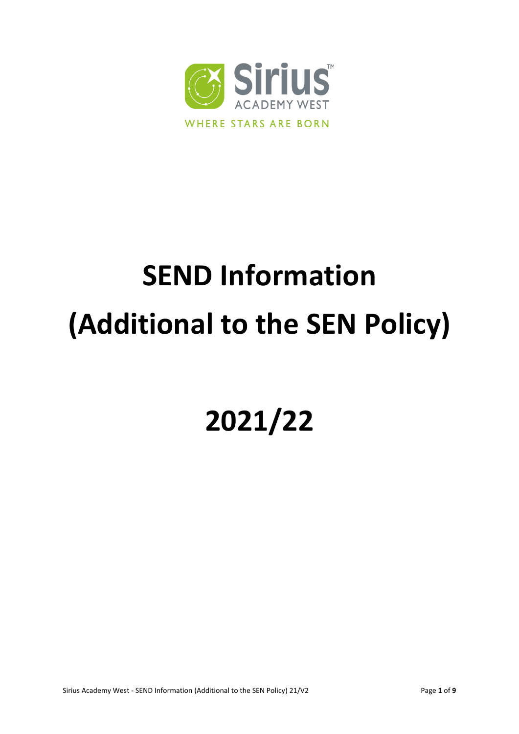Sirius™

ACADEMY WEST

WHERE STARS ARE BORN

# SEND Information (Additional to the SEN Policy)

# 2021/22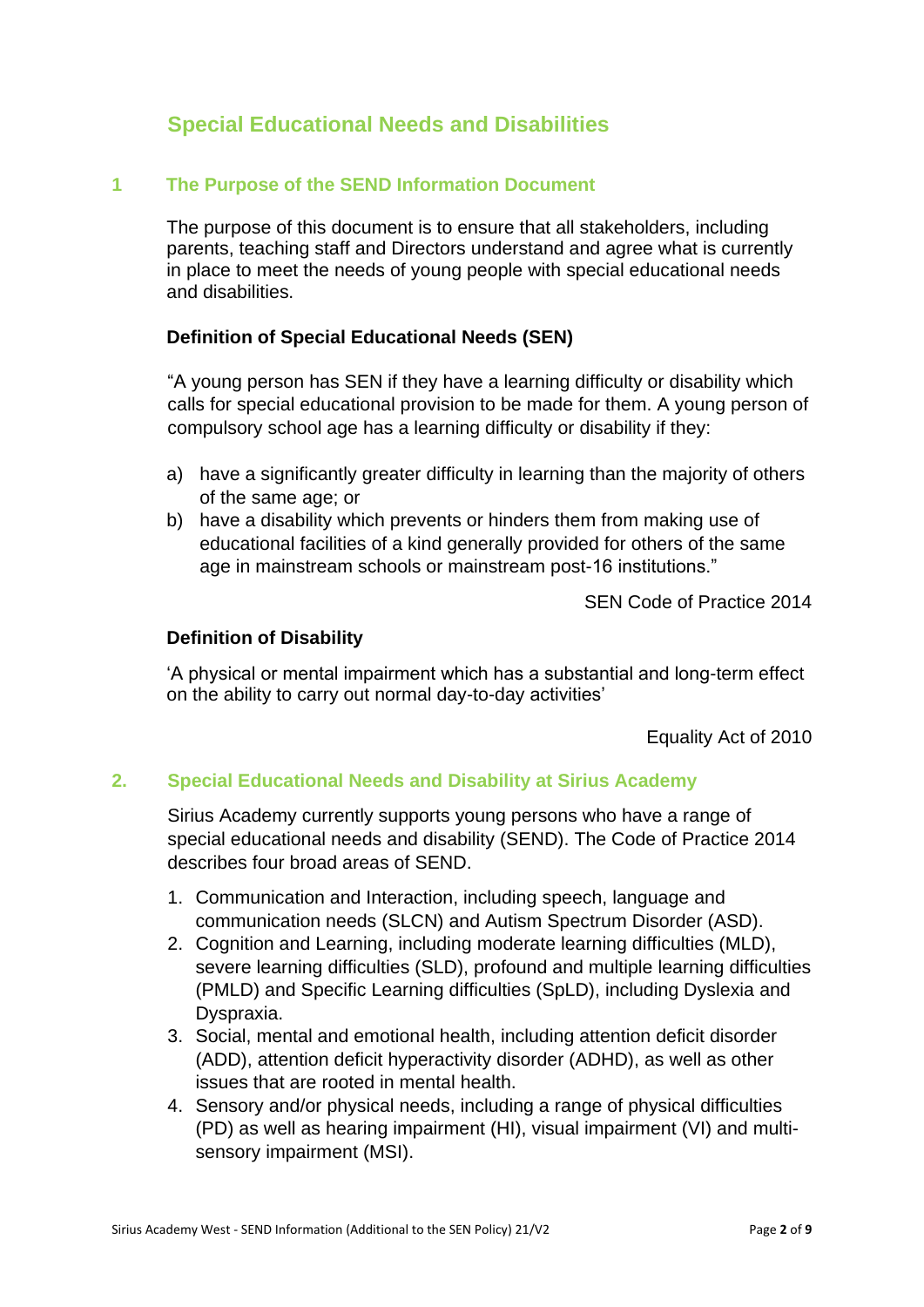# Special Educational Needs and Disabilities

## 1 The Purpose of the SEND Information Document

The purpose of this document is to ensure that all stakeholders, including parents, teaching staff and Directors understand and agree what is currently in place to meet the needs of young people with special educational needs and disabilities.

**Definition of Special Educational Needs (SEN)**

"A young person has SEN if they have a learning difficulty or disability which calls for special educational provision to be made for them. A young person of compulsory school age has a learning difficulty or disability if they:

a) have a significantly greater difficulty in learning than the majority of others of the same age; or
b) have a disability which prevents or hinders them from making use of educational facilities of a kind generally provided for others of the same age in mainstream schools or mainstream post-16 institutions."

SEN Code of Practice 2014

**Definition of Disability**

'A physical or mental impairment which has a substantial and long-term effect on the ability to carry out normal day-to-day activities'

Equality Act of 2010

## 2. Special Educational Needs and Disability at Sirius Academy

Sirius Academy currently supports young persons who have a range of special educational needs and disability (SEND). The Code of Practice 2014 describes four broad areas of SEND.

1. Communication and Interaction, including speech, language and communication needs (SLCN) and Autism Spectrum Disorder (ASD).
2. Cognition and Learning, including moderate learning difficulties (MLD), severe learning difficulties (SLD), profound and multiple learning difficulties (PMLD) and Specific Learning difficulties (SpLD), including Dyslexia and Dyspraxia.
3. Social, mental and emotional health, including attention deficit disorder (ADD), attention deficit hyperactivity disorder (ADHD), as well as other issues that are rooted in mental health.
4. Sensory and/or physical needs, including a range of physical difficulties (PD) as well as hearing impairment (HI), visual impairment (VI) and multi-sensory impairment (MSI).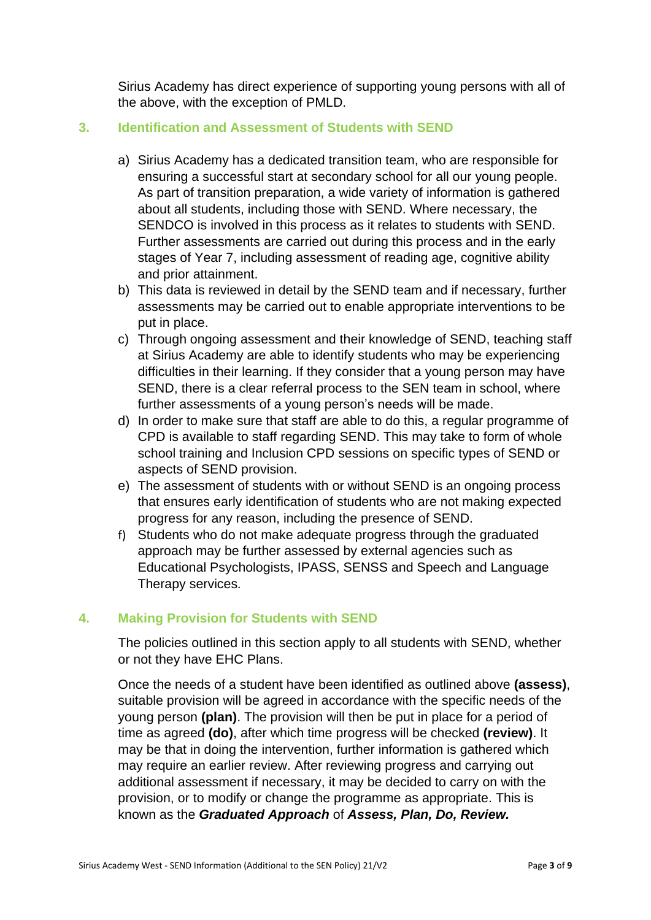Sirius Academy has direct experience of supporting young persons with all of the above, with the exception of PMLD.

## 3. Identification and Assessment of Students with SEND

a) Sirius Academy has a dedicated transition team, who are responsible for ensuring a successful start at secondary school for all our young people. As part of transition preparation, a wide variety of information is gathered about all students, including those with SEND. Where necessary, the SENDCO is involved in this process as it relates to students with SEND. Further assessments are carried out during this process and in the early stages of Year 7, including assessment of reading age, cognitive ability and prior attainment.

b) This data is reviewed in detail by the SEND team and if necessary, further assessments may be carried out to enable appropriate interventions to be put in place.

c) Through ongoing assessment and their knowledge of SEND, teaching staff at Sirius Academy are able to identify students who may be experiencing difficulties in their learning. If they consider that a young person may have SEND, there is a clear referral process to the SEN team in school, where further assessments of a young person's needs will be made.

d) In order to make sure that staff are able to do this, a regular programme of CPD is available to staff regarding SEND. This may take to form of whole school training and Inclusion CPD sessions on specific types of SEND or aspects of SEND provision.

e) The assessment of students with or without SEND is an ongoing process that ensures early identification of students who are not making expected progress for any reason, including the presence of SEND.

f) Students who do not make adequate progress through the graduated approach may be further assessed by external agencies such as Educational Psychologists, IPASS, SENSS and Speech and Language Therapy services.

## 4. Making Provision for Students with SEND

The policies outlined in this section apply to all students with SEND, whether or not they have EHC Plans.

Once the needs of a student have been identified as outlined above **(assess)**, suitable provision will be agreed in accordance with the specific needs of the young person **(plan)**. The provision will then be put in place for a period of time as agreed **(do)**, after which time progress will be checked **(review)**. It may be that in doing the intervention, further information is gathered which may require an earlier review. After reviewing progress and carrying out additional assessment if necessary, it may be decided to carry on with the provision, or to modify or change the programme as appropriate. This is known as the ***Graduated Approach*** of ***Assess, Plan, Do, Review.***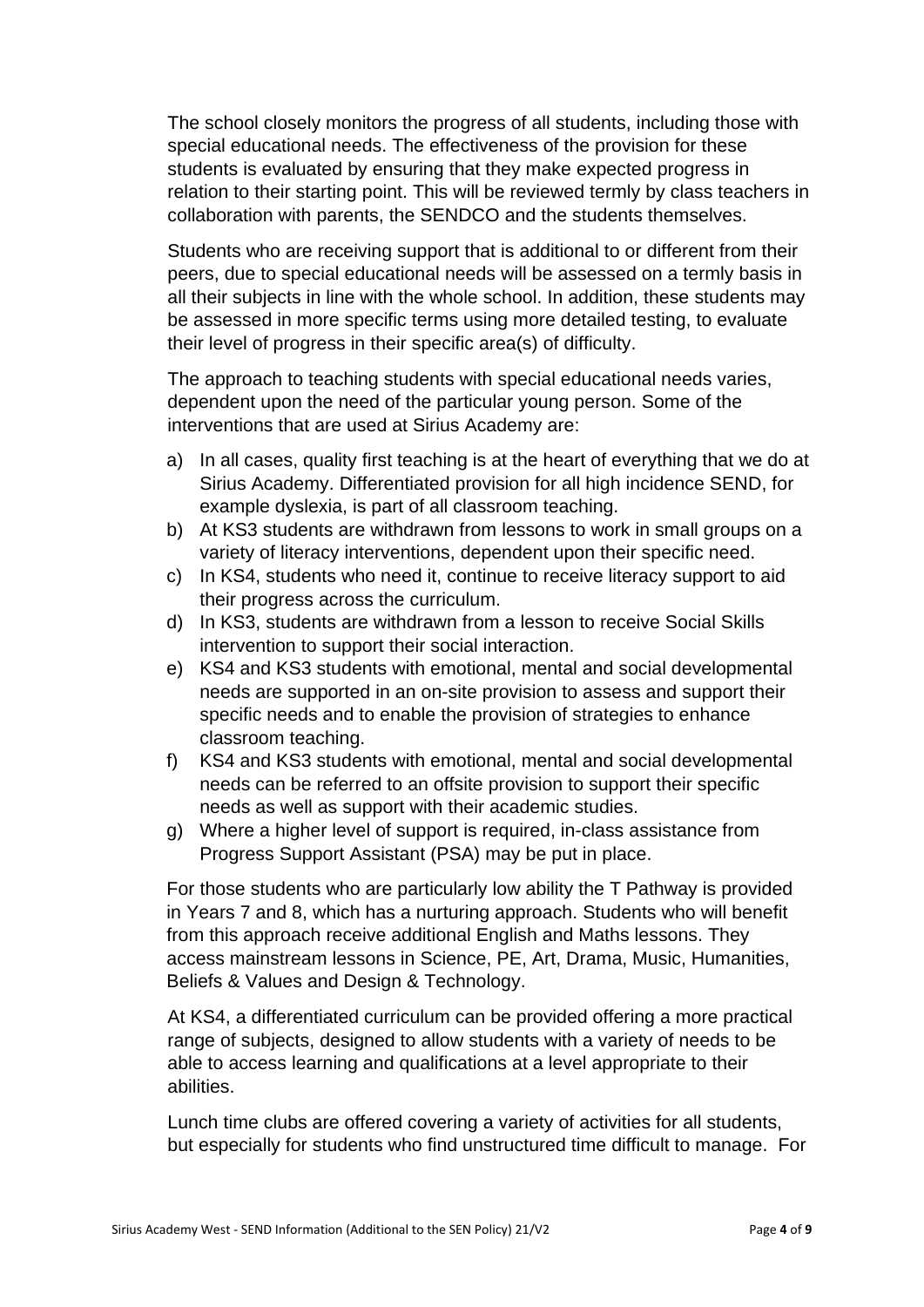The school closely monitors the progress of all students, including those with special educational needs. The effectiveness of the provision for these students is evaluated by ensuring that they make expected progress in relation to their starting point. This will be reviewed termly by class teachers in collaboration with parents, the SENDCO and the students themselves.

Students who are receiving support that is additional to or different from their peers, due to special educational needs will be assessed on a termly basis in all their subjects in line with the whole school. In addition, these students may be assessed in more specific terms using more detailed testing, to evaluate their level of progress in their specific area(s) of difficulty.

The approach to teaching students with special educational needs varies, dependent upon the need of the particular young person. Some of the interventions that are used at Sirius Academy are:

a) In all cases, quality first teaching is at the heart of everything that we do at Sirius Academy. Differentiated provision for all high incidence SEND, for example dyslexia, is part of all classroom teaching.
b) At KS3 students are withdrawn from lessons to work in small groups on a variety of literacy interventions, dependent upon their specific need.
c) In KS4, students who need it, continue to receive literacy support to aid their progress across the curriculum.
d) In KS3, students are withdrawn from a lesson to receive Social Skills intervention to support their social interaction.
e) KS4 and KS3 students with emotional, mental and social developmental needs are supported in an on-site provision to assess and support their specific needs and to enable the provision of strategies to enhance classroom teaching.
f) KS4 and KS3 students with emotional, mental and social developmental needs can be referred to an offsite provision to support their specific needs as well as support with their academic studies.
g) Where a higher level of support is required, in-class assistance from Progress Support Assistant (PSA) may be put in place.

For those students who are particularly low ability the T Pathway is provided in Years 7 and 8, which has a nurturing approach. Students who will benefit from this approach receive additional English and Maths lessons. They access mainstream lessons in Science, PE, Art, Drama, Music, Humanities, Beliefs & Values and Design & Technology.

At KS4, a differentiated curriculum can be provided offering a more practical range of subjects, designed to allow students with a variety of needs to be able to access learning and qualifications at a level appropriate to their abilities.

Lunch time clubs are offered covering a variety of activities for all students, but especially for students who find unstructured time difficult to manage. For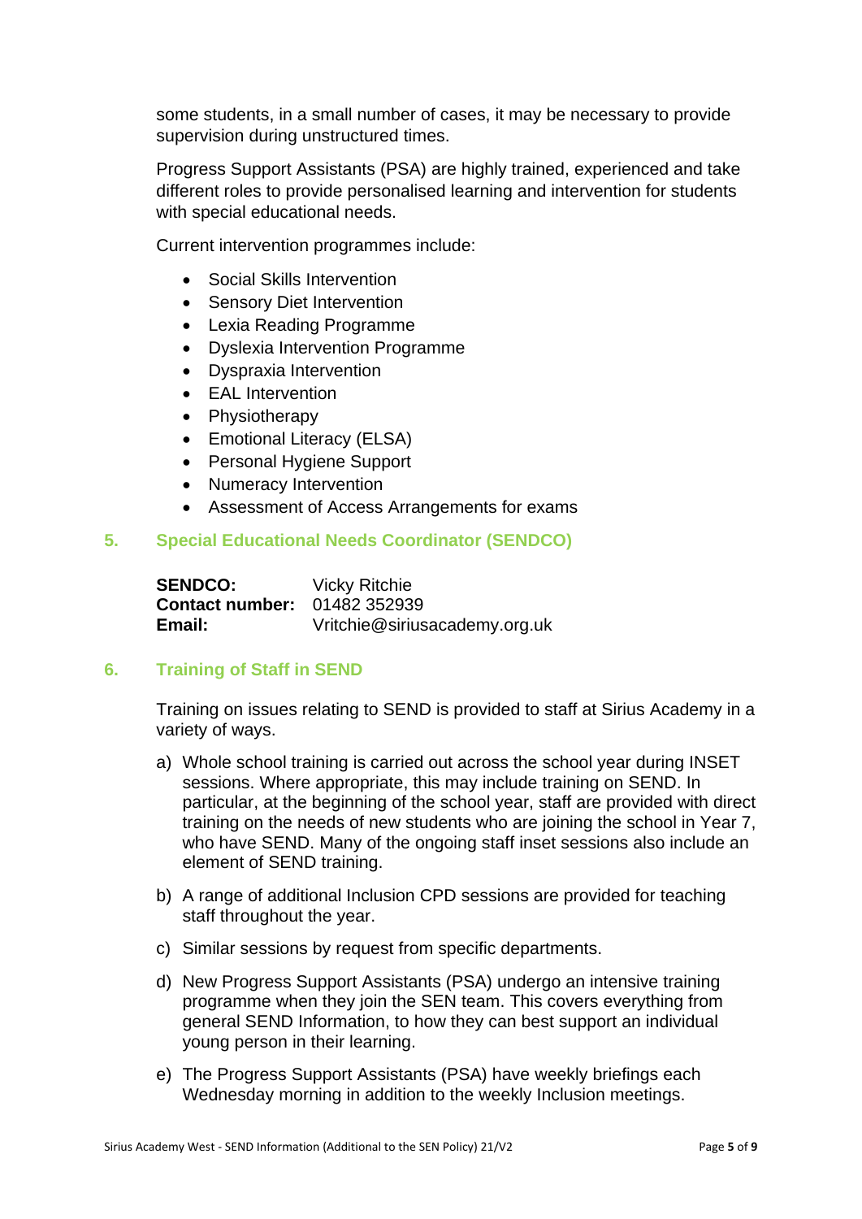some students, in a small number of cases, it may be necessary to provide supervision during unstructured times.

Progress Support Assistants (PSA) are highly trained, experienced and take different roles to provide personalised learning and intervention for students with special educational needs.

Current intervention programmes include:

- Social Skills Intervention
- Sensory Diet Intervention
- Lexia Reading Programme
- Dyslexia Intervention Programme
- Dyspraxia Intervention
- EAL Intervention
- Physiotherapy
- Emotional Literacy (ELSA)
- Personal Hygiene Support
- Numeracy Intervention
- Assessment of Access Arrangements for exams

## 5. Special Educational Needs Coordinator (SENDCO)

**SENDCO:** Vicky Ritchie
**Contact number:** 01482 352939
**Email:** Vritchie@siriusacademy.org.uk

## 6. Training of Staff in SEND

Training on issues relating to SEND is provided to staff at Sirius Academy in a variety of ways.

a) Whole school training is carried out across the school year during INSET sessions. Where appropriate, this may include training on SEND. In particular, at the beginning of the school year, staff are provided with direct training on the needs of new students who are joining the school in Year 7, who have SEND. Many of the ongoing staff inset sessions also include an element of SEND training.

b) A range of additional Inclusion CPD sessions are provided for teaching staff throughout the year.

c) Similar sessions by request from specific departments.

d) New Progress Support Assistants (PSA) undergo an intensive training programme when they join the SEN team. This covers everything from general SEND Information, to how they can best support an individual young person in their learning.

e) The Progress Support Assistants (PSA) have weekly briefings each Wednesday morning in addition to the weekly Inclusion meetings.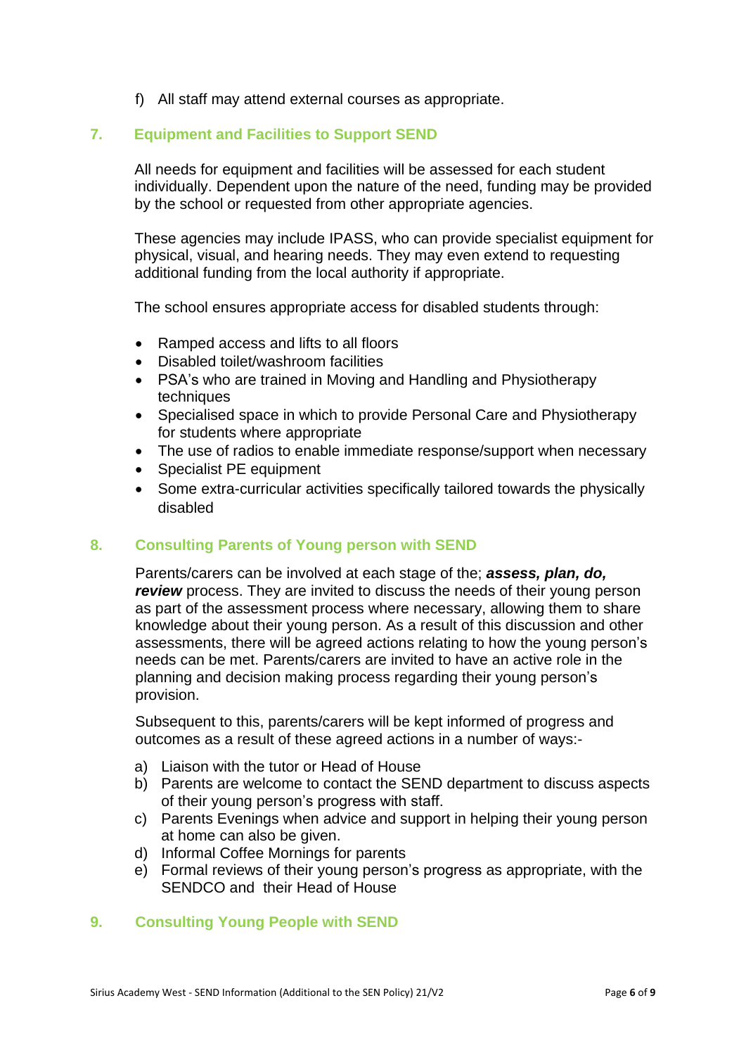f) All staff may attend external courses as appropriate.

## 7. Equipment and Facilities to Support SEND

All needs for equipment and facilities will be assessed for each student individually. Dependent upon the nature of the need, funding may be provided by the school or requested from other appropriate agencies.

These agencies may include IPASS, who can provide specialist equipment for physical, visual, and hearing needs. They may even extend to requesting additional funding from the local authority if appropriate.

The school ensures appropriate access for disabled students through:

- Ramped access and lifts to all floors
- Disabled toilet/washroom facilities
- PSA's who are trained in Moving and Handling and Physiotherapy techniques
- Specialised space in which to provide Personal Care and Physiotherapy for students where appropriate
- The use of radios to enable immediate response/support when necessary
- Specialist PE equipment
- Some extra-curricular activities specifically tailored towards the physically disabled

## 8. Consulting Parents of Young person with SEND

Parents/carers can be involved at each stage of the; ***assess, plan, do, review*** process. They are invited to discuss the needs of their young person as part of the assessment process where necessary, allowing them to share knowledge about their young person. As a result of this discussion and other assessments, there will be agreed actions relating to how the young person's needs can be met. Parents/carers are invited to have an active role in the planning and decision making process regarding their young person's provision.

Subsequent to this, parents/carers will be kept informed of progress and outcomes as a result of these agreed actions in a number of ways:-

a) Liaison with the tutor or Head of House
b) Parents are welcome to contact the SEND department to discuss aspects of their young person's progress with staff.
c) Parents Evenings when advice and support in helping their young person at home can also be given.
d) Informal Coffee Mornings for parents
e) Formal reviews of their young person's progress as appropriate, with the SENDCO and their Head of House

## 9. Consulting Young People with SEND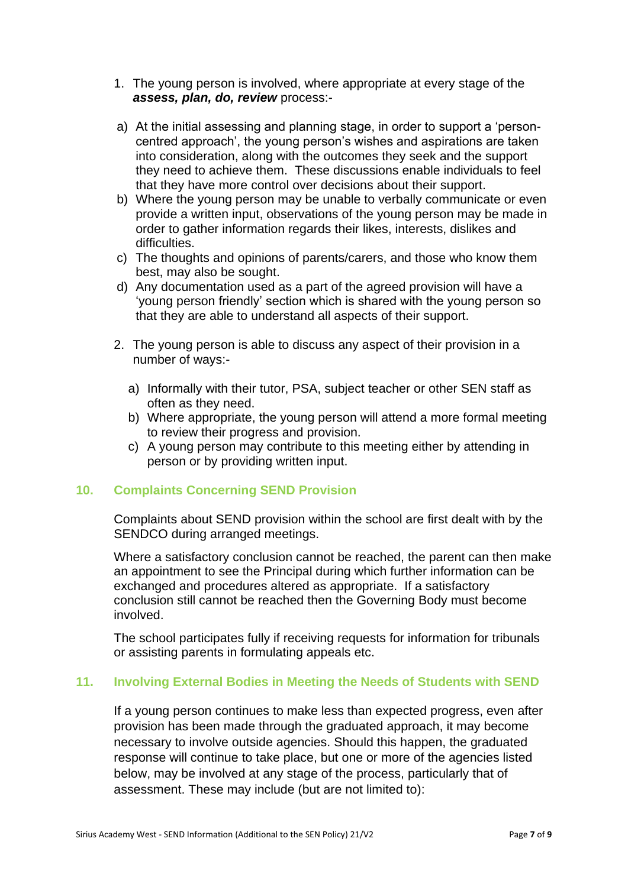1. The young person is involved, where appropriate at every stage of the ***assess, plan, do, review*** process:-

a) At the initial assessing and planning stage, in order to support a 'person-centred approach', the young person's wishes and aspirations are taken into consideration, along with the outcomes they seek and the support they need to achieve them. These discussions enable individuals to feel that they have more control over decisions about their support.
b) Where the young person may be unable to verbally communicate or even provide a written input, observations of the young person may be made in order to gather information regards their likes, interests, dislikes and difficulties.
c) The thoughts and opinions of parents/carers, and those who know them best, may also be sought.
d) Any documentation used as a part of the agreed provision will have a 'young person friendly' section which is shared with the young person so that they are able to understand all aspects of their support.

2. The young person is able to discuss any aspect of their provision in a number of ways:-

   a) Informally with their tutor, PSA, subject teacher or other SEN staff as often as they need.
   b) Where appropriate, the young person will attend a more formal meeting to review their progress and provision.
   c) A young person may contribute to this meeting either by attending in person or by providing written input.

## 10. Complaints Concerning SEND Provision

Complaints about SEND provision within the school are first dealt with by the SENDCO during arranged meetings.

Where a satisfactory conclusion cannot be reached, the parent can then make an appointment to see the Principal during which further information can be exchanged and procedures altered as appropriate. If a satisfactory conclusion still cannot be reached then the Governing Body must become involved.

The school participates fully if receiving requests for information for tribunals or assisting parents in formulating appeals etc.

## 11. Involving External Bodies in Meeting the Needs of Students with SEND

If a young person continues to make less than expected progress, even after provision has been made through the graduated approach, it may become necessary to involve outside agencies. Should this happen, the graduated response will continue to take place, but one or more of the agencies listed below, may be involved at any stage of the process, particularly that of assessment. These may include (but are not limited to):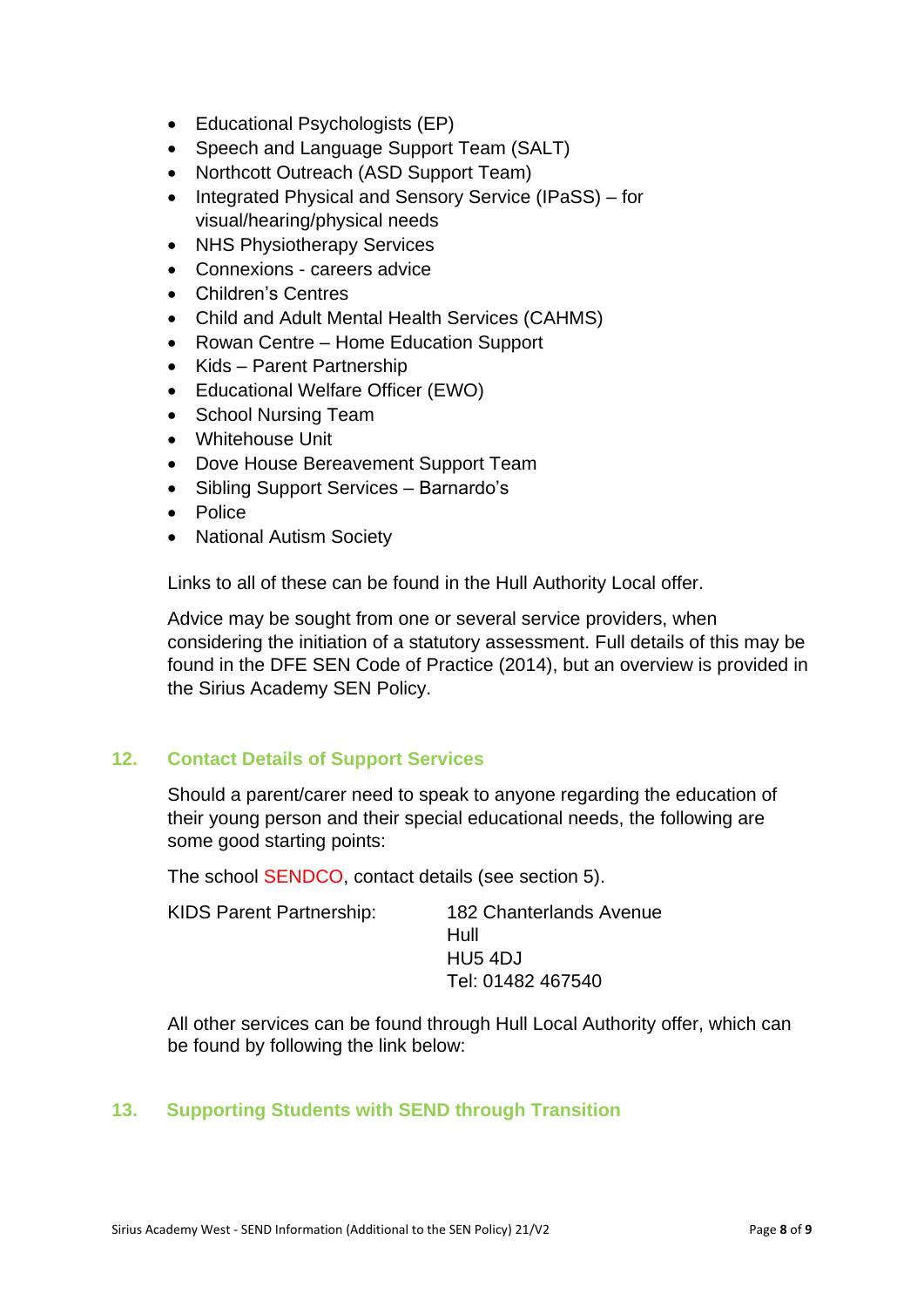- Educational Psychologists (EP)
- Speech and Language Support Team (SALT)
- Northcott Outreach (ASD Support Team)
- Integrated Physical and Sensory Service (IPaSS) – for visual/hearing/physical needs
- NHS Physiotherapy Services
- Connexions - careers advice
- Children's Centres
- Child and Adult Mental Health Services (CAHMS)
- Rowan Centre – Home Education Support
- Kids – Parent Partnership
- Educational Welfare Officer (EWO)
- School Nursing Team
- Whitehouse Unit
- Dove House Bereavement Support Team
- Sibling Support Services – Barnardo's
- Police
- National Autism Society

Links to all of these can be found in the Hull Authority Local offer.

Advice may be sought from one or several service providers, when considering the initiation of a statutory assessment. Full details of this may be found in the DFE SEN Code of Practice (2014), but an overview is provided in the Sirius Academy SEN Policy.

## 12. Contact Details of Support Services

Should a parent/carer need to speak to anyone regarding the education of their young person and their special educational needs, the following are some good starting points:

The school SENDCO, contact details (see section 5).

KIDS Parent Partnership:
182 Chanterlands Avenue
Hull
HU5 4DJ
Tel: 01482 467540

All other services can be found through Hull Local Authority offer, which can be found by following the link below:

## 13. Supporting Students with SEND through Transition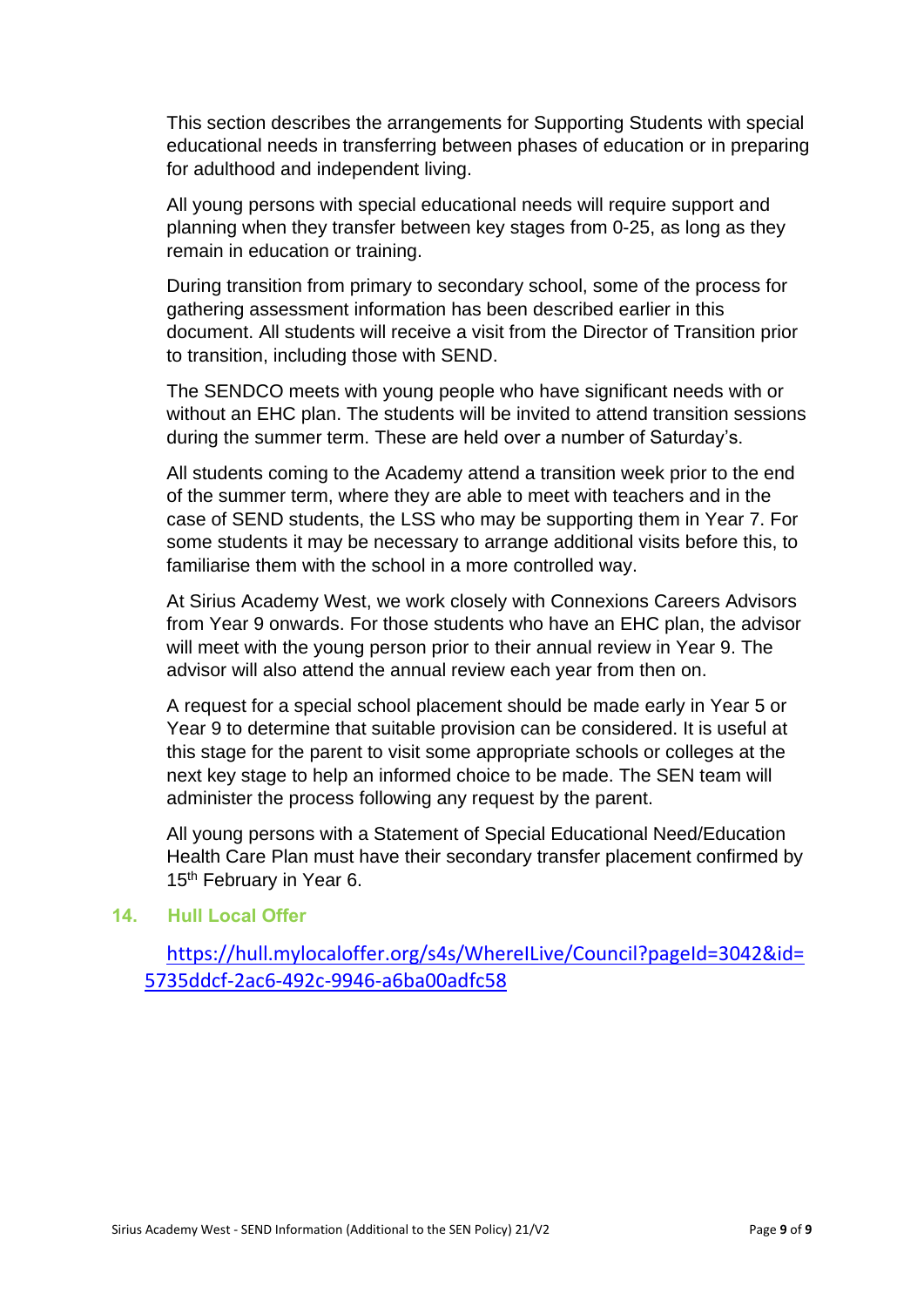This section describes the arrangements for Supporting Students with special educational needs in transferring between phases of education or in preparing for adulthood and independent living.

All young persons with special educational needs will require support and planning when they transfer between key stages from 0-25, as long as they remain in education or training.

During transition from primary to secondary school, some of the process for gathering assessment information has been described earlier in this document. All students will receive a visit from the Director of Transition prior to transition, including those with SEND.

The SENDCO meets with young people who have significant needs with or without an EHC plan. The students will be invited to attend transition sessions during the summer term. These are held over a number of Saturday's.

All students coming to the Academy attend a transition week prior to the end of the summer term, where they are able to meet with teachers and in the case of SEND students, the LSS who may be supporting them in Year 7. For some students it may be necessary to arrange additional visits before this, to familiarise them with the school in a more controlled way.

At Sirius Academy West, we work closely with Connexions Careers Advisors from Year 9 onwards. For those students who have an EHC plan, the advisor will meet with the young person prior to their annual review in Year 9. The advisor will also attend the annual review each year from then on.

A request for a special school placement should be made early in Year 5 or Year 9 to determine that suitable provision can be considered. It is useful at this stage for the parent to visit some appropriate schools or colleges at the next key stage to help an informed choice to be made. The SEN team will administer the process following any request by the parent.

All young persons with a Statement of Special Educational Need/Education Health Care Plan must have their secondary transfer placement confirmed by 15th February in Year 6.

## 14. Hull Local Offer

https://hull.mylocaloffer.org/s4s/WhereILive/Council?pageId=3042&id=5735ddcf-2ac6-492c-9946-a6ba00adfc58